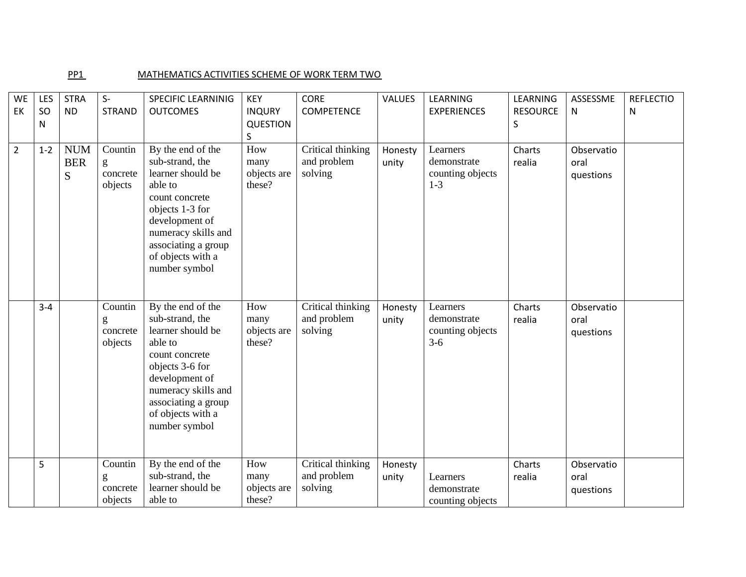PP1 MATHEMATICS ACTIVITIES SCHEME OF WORK TERM TWO

| WEEK | LESSON | STRAND | S-STRAND | SPECIFIC LEARNINIG OUTCOMES | KEY INQURY QUESTIONS | CORE COMPETENCE | VALUES | LEARNING EXPERIENCES | LEARNING RESOURCES | ASSESSMEN | REFLECTION |
|---|---|---|---|---|---|---|---|---|---|---|---|
| 2 | 1-2 | NUMBERS | Counting concrete objects | By the end of the sub-strand, the learner should be able to count concrete objects 1-3 for development of numeracy skills and associating a group of objects with a number symbol | How many objects are these? | Critical thinking and problem solving | Honesty unity | Learners demonstrate counting objects 1-3 | Charts realia | Observatio oral questions | |
| | 3-4 | | Counting concrete objects | By the end of the sub-strand, the learner should be able to count concrete objects 3-6 for development of numeracy skills and associating a group of objects with a number symbol | How many objects are these? | Critical thinking and problem solving | Honesty unity | Learners demonstrate counting objects 3-6 | Charts realia | Observatio oral questions | |
| | 5 | | Counting concrete objects | By the end of the sub-strand, the learner should be able to | How many objects are these? | Critical thinking and problem solving | Honesty unity | Learners demonstrate counting objects | Charts realia | Observatio oral questions | |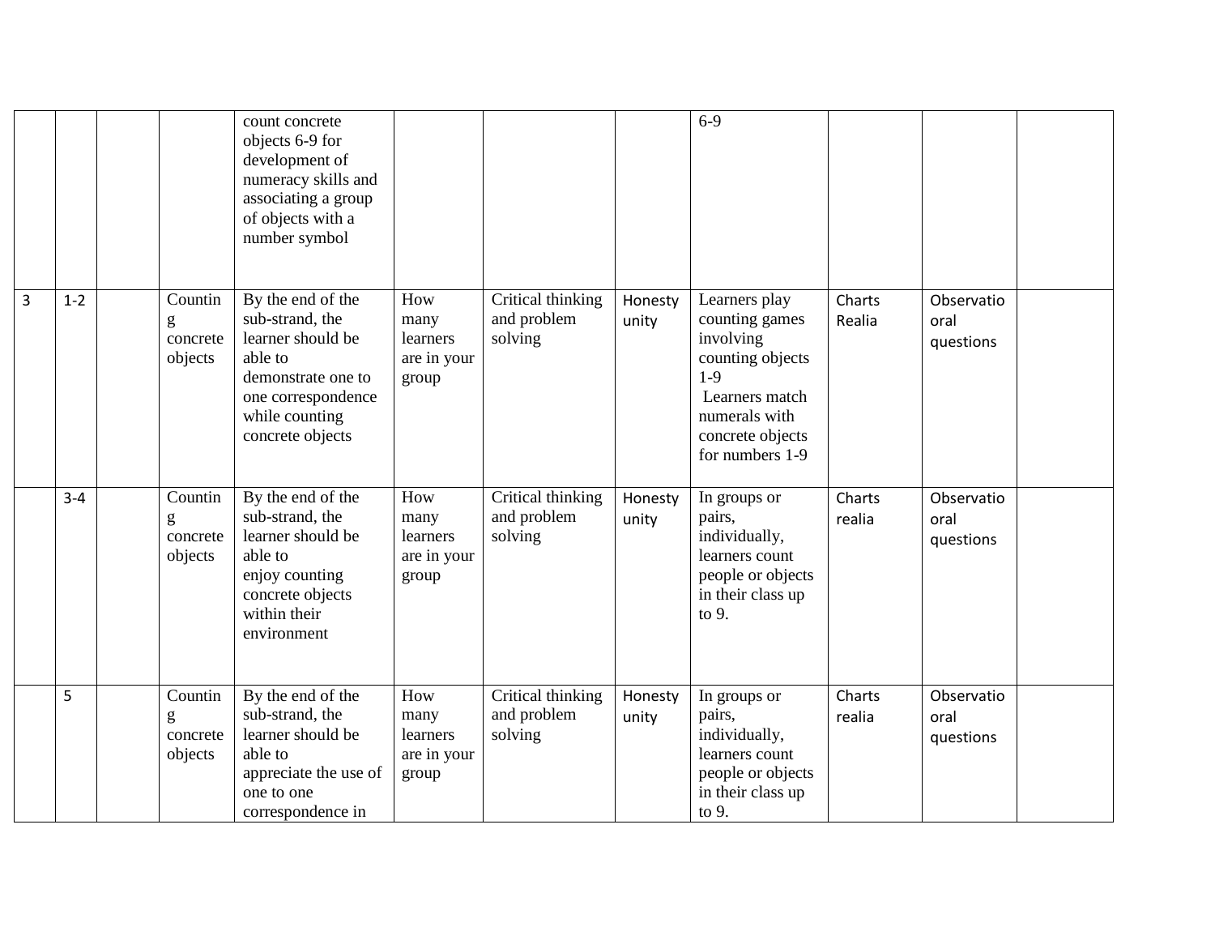| | | | | count concrete objects 6-9 for development of numeracy skills and associating a group of objects with a number symbol | | | | 6-9 | | | |
|---|---|---|---|---|---|---|---|---|---|---|---|
| 3 | 1-2 | | Countin g concrete objects | By the end of the sub-strand, the learner should be able to demonstrate one to one correspondence while counting concrete objects | How many learners are in your group | Critical thinking and problem solving | Honesty unity | Learners play counting games involving counting objects 1-9 Learners match numerals with concrete objects for numbers 1-9 | Charts Realia | Observatio oral questions | |
| | 3-4 | | Countin g concrete objects | By the end of the sub-strand, the learner should be able to enjoy counting concrete objects within their environment | How many learners are in your group | Critical thinking and problem solving | Honesty unity | In groups or pairs, individually, learners count people or objects in their class up to 9. | Charts realia | Observatio oral questions | |
| | 5 | | Countin g concrete objects | By the end of the sub-strand, the learner should be able to appreciate the use of one to one correspondence in | How many learners are in your group | Critical thinking and problem solving | Honesty unity | In groups or pairs, individually, learners count people or objects in their class up to 9. | Charts realia | Observatio oral questions | |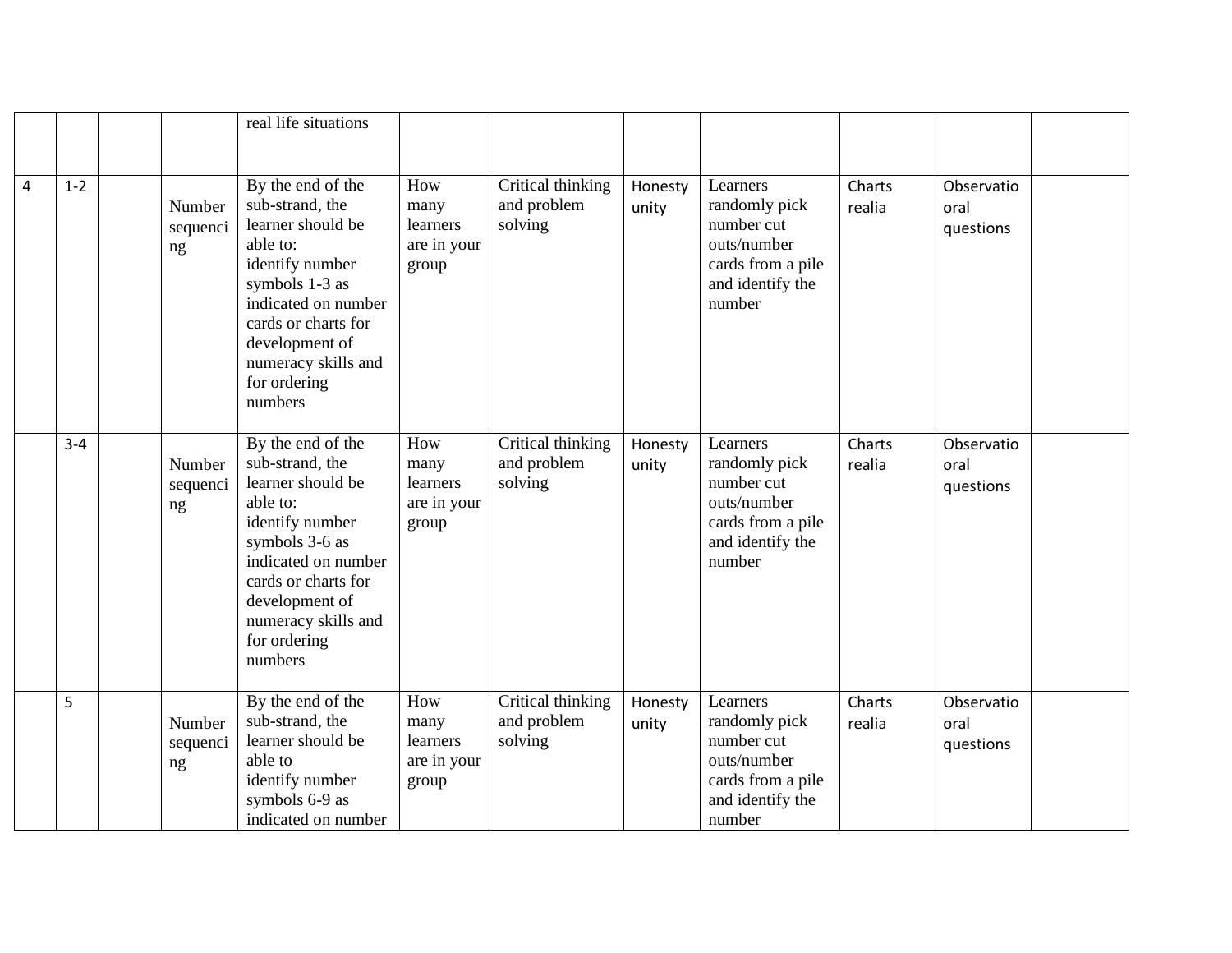| | | | | | | | | | | | |
|---|---|---|---|---|---|---|---|---|---|---|---|
| | | | | real life situations | | | | | | | |
| 4 | 1-2 | | Number sequencing | By the end of the sub-strand, the learner should be able to: identify number symbols 1-3 as indicated on number cards or charts for development of numeracy skills and for ordering numbers | How many learners are in your group | Critical thinking and problem solving | Honesty unity | Learners randomly pick number cut outs/number cards from a pile and identify the number | Charts realia | Observatio oral questions | |
| | 3-4 | | Number sequencing | By the end of the sub-strand, the learner should be able to: identify number symbols 3-6 as indicated on number cards or charts for development of numeracy skills and for ordering numbers | How many learners are in your group | Critical thinking and problem solving | Honesty unity | Learners randomly pick number cut outs/number cards from a pile and identify the number | Charts realia | Observatio oral questions | |
| | 5 | | Number sequencing | By the end of the sub-strand, the learner should be able to identify number symbols 6-9 as indicated on number | How many learners are in your group | Critical thinking and problem solving | Honesty unity | Learners randomly pick number cut outs/number cards from a pile and identify the number | Charts realia | Observatio oral questions | |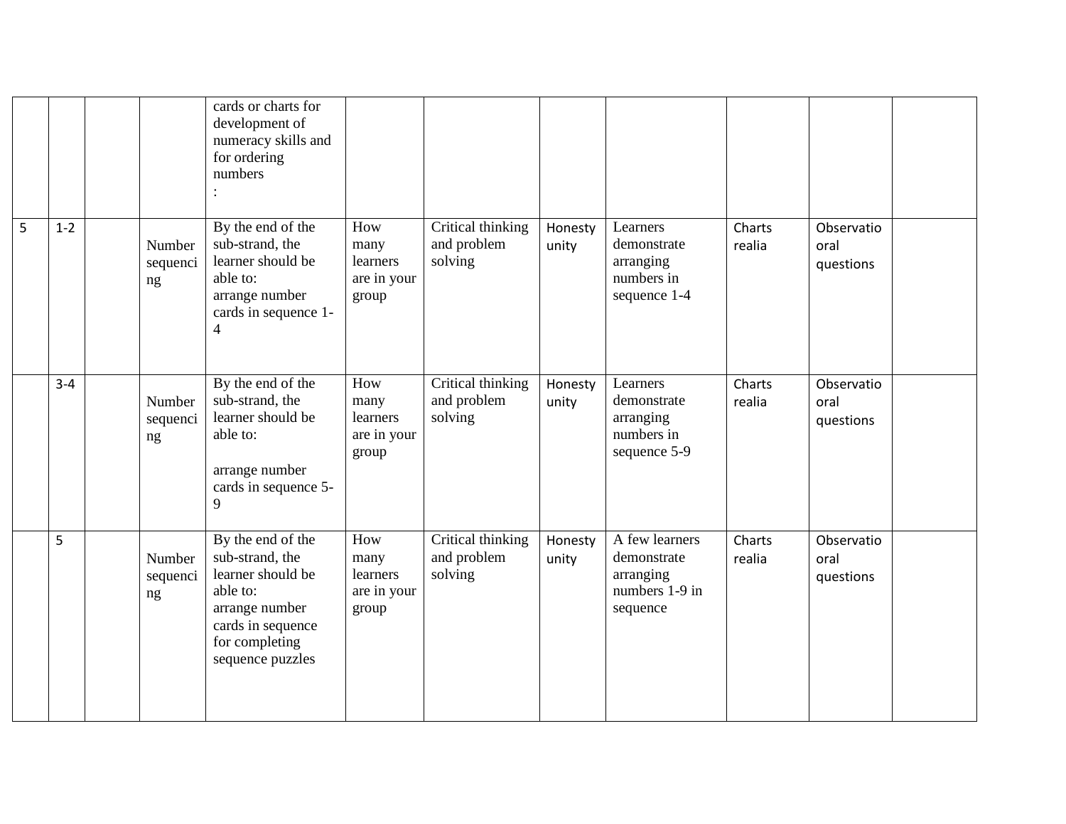| | | | | | | | | | | | |
|---|---|---|---|---|---|---|---|---|---|---|---|
| | | | | cards or charts for development of numeracy skills and for ordering numbers<br>: | | | | | | | |
| 5 | 1-2 | | Number sequencing | By the end of the sub-strand, the learner should be able to:<br>arrange number cards in sequence 1-4 | How many learners are in your group | Critical thinking and problem solving | Honesty unity | Learners demonstrate arranging numbers in sequence 1-4 | Charts realia | Observatio oral questions | |
| | 3-4 | | Number sequencing | By the end of the sub-strand, the learner should be able to:<br><br>arrange number cards in sequence 5-9 | How many learners are in your group | Critical thinking and problem solving | Honesty unity | Learners demonstrate arranging numbers in sequence 5-9 | Charts realia | Observatio oral questions | |
| | 5 | | Number sequencing | By the end of the sub-strand, the learner should be able to:<br>arrange number cards in sequence for completing sequence puzzles | How many learners are in your group | Critical thinking and problem solving | Honesty unity | A few learners demonstrate arranging numbers 1-9 in sequence | Charts realia | Observatio oral questions | |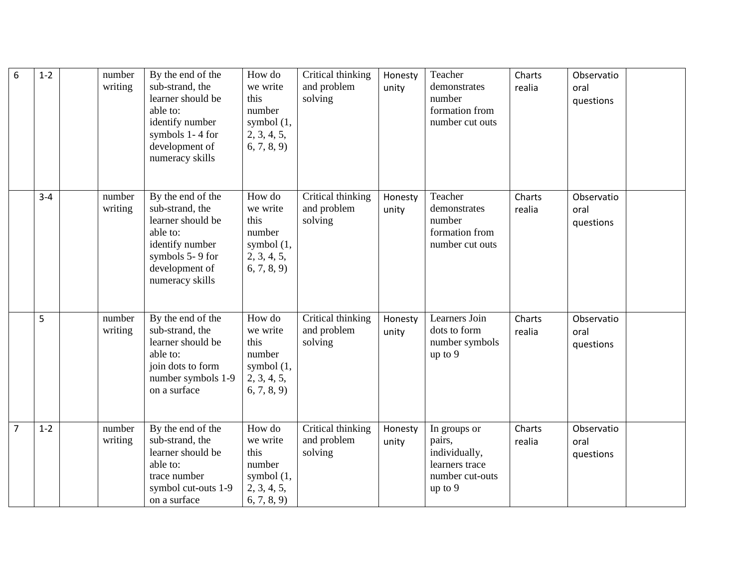| 6 | 1-2 | | number writing | By the end of the sub-strand, the learner should be able to:<br>identify number symbols 1- 4 for development of numeracy skills | How do we write this number symbol (1, 2, 3, 4, 5, 6, 7, 8, 9) | Critical thinking and problem solving | Honesty unity | Teacher demonstrates number formation from number cut outs | Charts realia | Observatio oral questions | |
|---|---|---|---|---|---|---|---|---|---|---|---|
| | 3-4 | | number writing | By the end of the sub-strand, the learner should be able to:<br>identify number symbols 5- 9 for development of numeracy skills | How do we write this number symbol (1, 2, 3, 4, 5, 6, 7, 8, 9) | Critical thinking and problem solving | Honesty unity | Teacher demonstrates number formation from number cut outs | Charts realia | Observatio oral questions | |
| | 5 | | number writing | By the end of the sub-strand, the learner should be able to:<br>join dots to form number symbols 1-9 on a surface | How do we write this number symbol (1, 2, 3, 4, 5, 6, 7, 8, 9) | Critical thinking and problem solving | Honesty unity | Learners Join dots to form number symbols up to 9 | Charts realia | Observatio oral questions | |
| 7 | 1-2 | | number writing | By the end of the sub-strand, the learner should be able to:<br>trace number symbol cut-outs 1-9 on a surface | How do we write this number symbol (1, 2, 3, 4, 5, 6, 7, 8, 9) | Critical thinking and problem solving | Honesty unity | In groups or pairs, individually, learners trace number cut-outs up to 9 | Charts realia | Observatio oral questions | |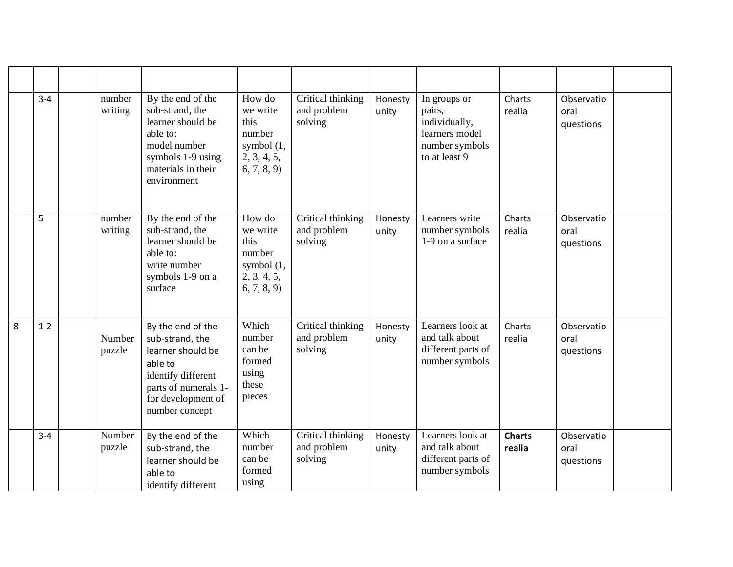| | | | | | | | | | | | |
|---|---|---|---|---|---|---|---|---|---|---|---|
| | 3-4 | | number writing | By the end of the sub-strand, the learner should be able to: model number symbols 1-9 using materials in their environment | How do we write this number symbol (1, 2, 3, 4, 5, 6, 7, 8, 9) | Critical thinking and problem solving | Honesty unity | In groups or pairs, individually, learners model number symbols to at least 9 | Charts realia | Observatio oral questions | |
| | 5 | | number writing | By the end of the sub-strand, the learner should be able to: write number symbols 1-9 on a surface | How do we write this number symbol (1, 2, 3, 4, 5, 6, 7, 8, 9) | Critical thinking and problem solving | Honesty unity | Learners write number symbols 1-9 on a surface | Charts realia | Observatio oral questions | |
| 8 | 1-2 | | Number puzzle | By the end of the sub-strand, the learner should be able to identify different parts of numerals 1- for development of number concept | Which number can be formed using these pieces | Critical thinking and problem solving | Honesty unity | Learners look at and talk about different parts of number symbols | Charts realia | Observatio oral questions | |
| | 3-4 | | Number puzzle | By the end of the sub-strand, the learner should be able to identify different | Which number can be formed using | Critical thinking and problem solving | Honesty unity | Learners look at and talk about different parts of number symbols | **Charts realia** | Observatio oral questions | |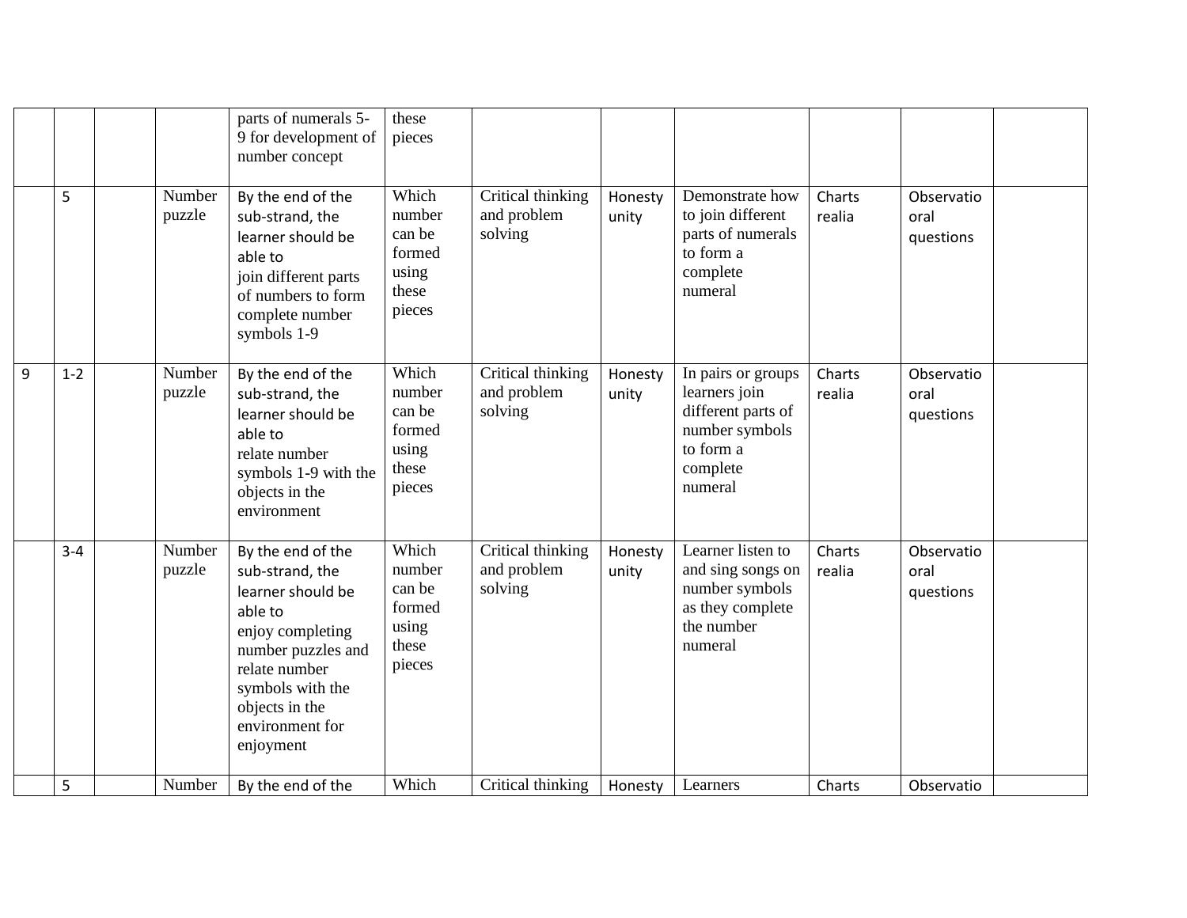| | | | | | | | | | | | |
|---|---|---|---|---|---|---|---|---|---|---|---|
| | | | | parts of numerals 5-9 for development of number concept | these pieces | | | | | | |
| | 5 | | Number puzzle | By the end of the sub-strand, the learner should be able to join different parts of numbers to form complete number symbols 1-9 | Which number can be formed using these pieces | Critical thinking and problem solving | Honesty unity | Demonstrate how to join different parts of numerals to form a complete numeral | Charts realia | Observatio oral questions | |
| 9 | 1-2 | | Number puzzle | By the end of the sub-strand, the learner should be able to relate number symbols 1-9 with the objects in the environment | Which number can be formed using these pieces | Critical thinking and problem solving | Honesty unity | In pairs or groups learners join different parts of number symbols to form a complete numeral | Charts realia | Observatio oral questions | |
| | 3-4 | | Number puzzle | By the end of the sub-strand, the learner should be able to enjoy completing number puzzles and relate number symbols with the objects in the environment for enjoyment | Which number can be formed using these pieces | Critical thinking and problem solving | Honesty unity | Learner listen to and sing songs on number symbols as they complete the number numeral | Charts realia | Observatio oral questions | |
| | 5 | | Number | By the end of the | Which | Critical thinking | Honesty | Learners | Charts | Observatio | |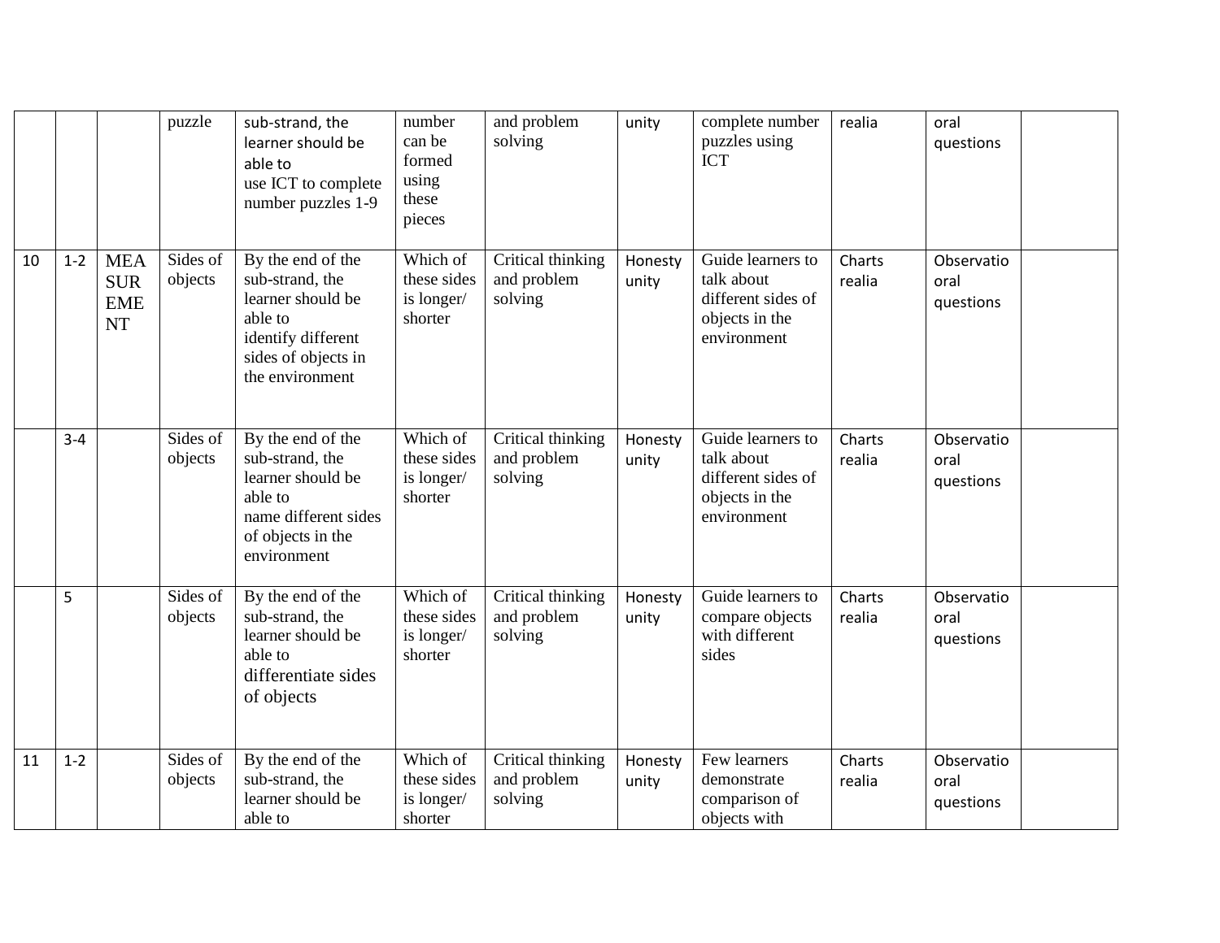| | | | | | | | | | | | |
|---|---|---|---|---|---|---|---|---|---|---|---|
| | | | puzzle | sub-strand, the learner should be able to use ICT to complete number puzzles 1-9 | number can be formed using these pieces | and problem solving | unity | complete number puzzles using ICT | realia | oral questions | |
| 10 | 1-2 | MEASUREMENT | Sides of objects | By the end of the sub-strand, the learner should be able to identify different sides of objects in the environment | Which of these sides is longer/ shorter | Critical thinking and problem solving | Honesty unity | Guide learners to talk about different sides of objects in the environment | Charts realia | Observatio oral questions | |
| | 3-4 | | Sides of objects | By the end of the sub-strand, the learner should be able to name different sides of objects in the environment | Which of these sides is longer/ shorter | Critical thinking and problem solving | Honesty unity | Guide learners to talk about different sides of objects in the environment | Charts realia | Observatio oral questions | |
| | 5 | | Sides of objects | By the end of the sub-strand, the learner should be able to differentiate sides of objects | Which of these sides is longer/ shorter | Critical thinking and problem solving | Honesty unity | Guide learners to compare objects with different sides | Charts realia | Observatio oral questions | |
| 11 | 1-2 | | Sides of objects | By the end of the sub-strand, the learner should be able to | Which of these sides is longer/ shorter | Critical thinking and problem solving | Honesty unity | Few learners demonstrate comparison of objects with | Charts realia | Observatio oral questions | |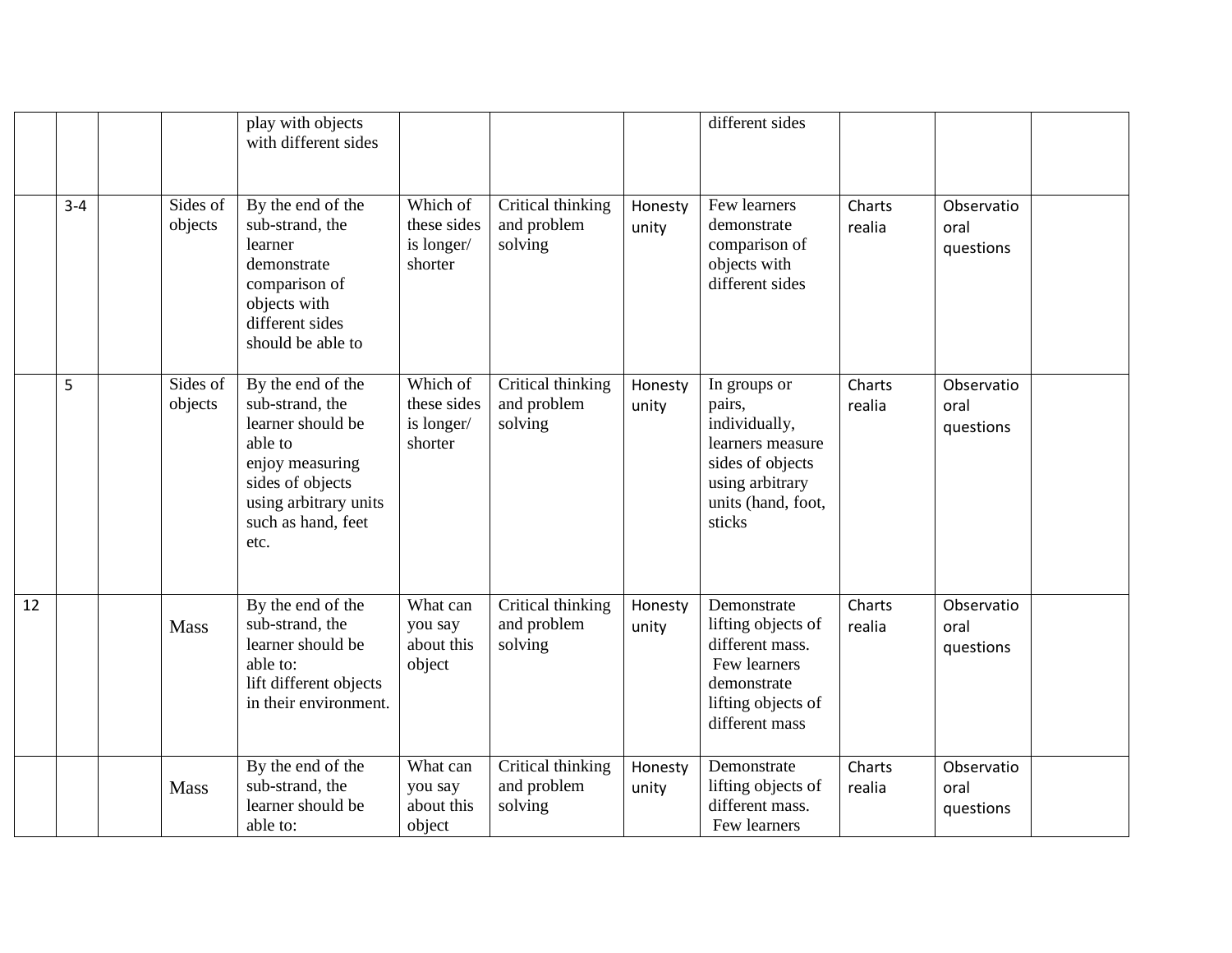|  |  |  |  |  |  |  |  |  |  |  |  |
|---|---|---|---|---|---|---|---|---|---|---|---|
|  |  |  |  | play with objects with different sides |  |  |  | different sides |  |  |  |
|  | 3-4 |  | Sides of objects | By the end of the sub-strand, the learner demonstrate comparison of objects with different sides should be able to | Which of these sides is longer/ shorter | Critical thinking and problem solving | Honesty unity | Few learners demonstrate comparison of objects with different sides | Charts realia | Observatio oral questions |  |
|  | 5 |  | Sides of objects | By the end of the sub-strand, the learner should be able to enjoy measuring sides of objects using arbitrary units such as hand, feet etc. | Which of these sides is longer/ shorter | Critical thinking and problem solving | Honesty unity | In groups or pairs, individually, learners measure sides of objects using arbitrary units (hand, foot, sticks | Charts realia | Observatio oral questions |  |
| 12 |  |  | Mass | By the end of the sub-strand, the learner should be able to: lift different objects in their environment. | What can you say about this object | Critical thinking and problem solving | Honesty unity | Demonstrate lifting objects of different mass. Few learners demonstrate lifting objects of different mass | Charts realia | Observatio oral questions |  |
|  |  |  | Mass | By the end of the sub-strand, the learner should be able to: | What can you say about this object | Critical thinking and problem solving | Honesty unity | Demonstrate lifting objects of different mass. Few learners | Charts realia | Observatio oral questions |  |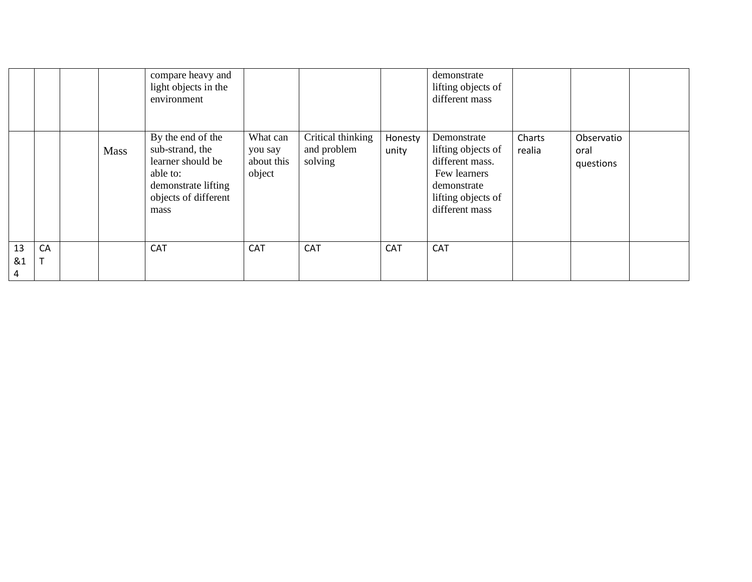| | | | | | | | | | | | |
|---|---|---|---|---|---|---|---|---|---|---|---|
| | | | | compare heavy and light objects in the environment | | | | demonstrate lifting objects of different mass | | | |
| | | | Mass | By the end of the sub-strand, the learner should be able to: demonstrate lifting objects of different mass | What can you say about this object | Critical thinking and problem solving | Honesty unity | Demonstrate lifting objects of different mass. Few learners demonstrate lifting objects of different mass | Charts realia | Observatio oral questions | |
| 13 &14 | CAT | | | CAT | CAT | CAT | CAT | CAT | | | |